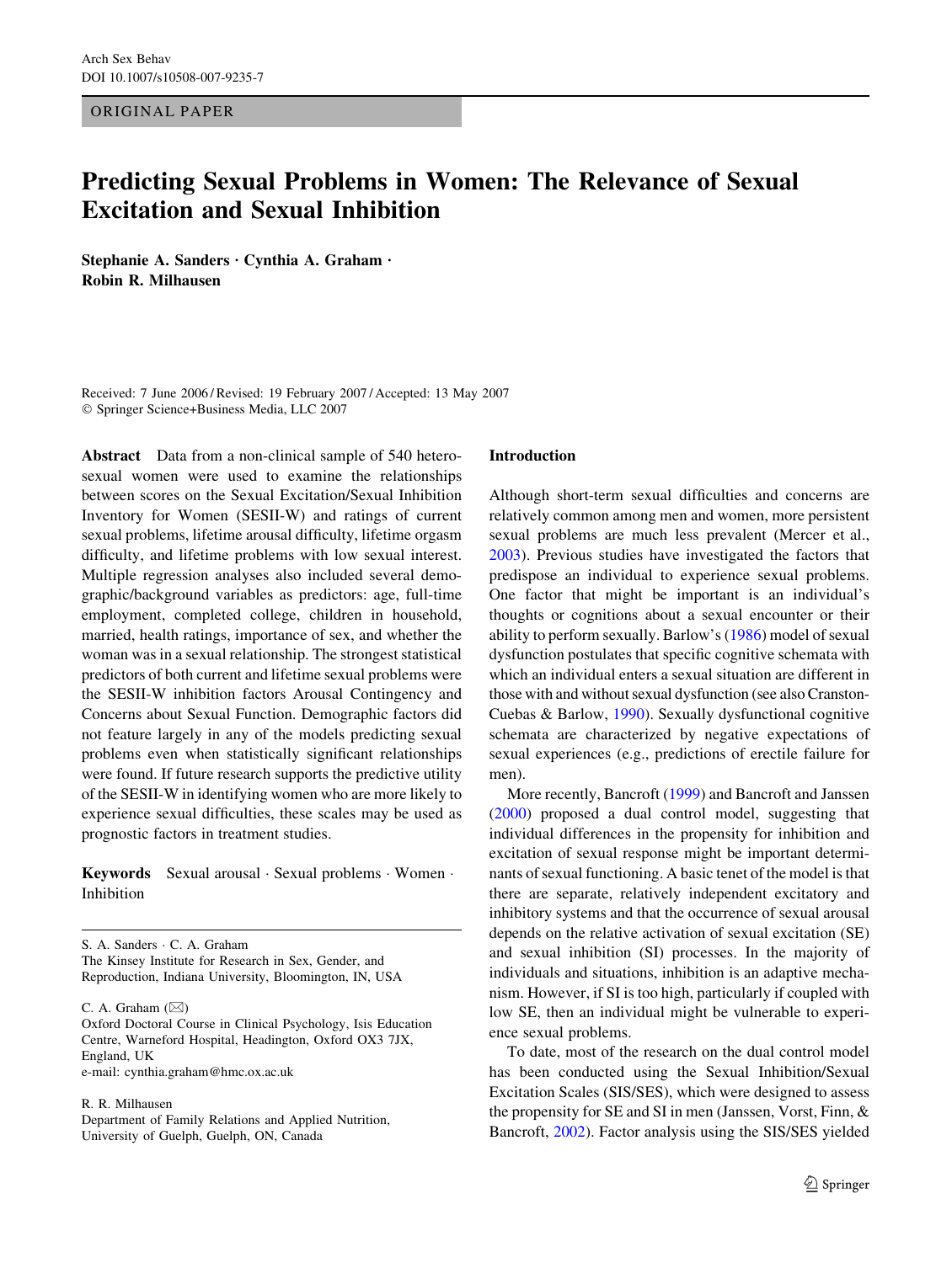ORIGINAL PAPER

# Predicting Sexual Problems in Women: The Relevance of Sexual Excitation and Sexual Inhibition

**Stephanie A. Sanders · Cynthia A. Graham · Robin R. Milhausen**

Received: 7 June 2006 / Revised: 19 February 2007 / Accepted: 13 May 2007
© Springer Science+Business Media, LLC 2007

**Abstract** Data from a non-clinical sample of 540 heterosexual women were used to examine the relationships between scores on the Sexual Excitation/Sexual Inhibition Inventory for Women (SESII-W) and ratings of current sexual problems, lifetime arousal difficulty, lifetime orgasm difficulty, and lifetime problems with low sexual interest. Multiple regression analyses also included several demographic/background variables as predictors: age, full-time employment, completed college, children in household, married, health ratings, importance of sex, and whether the woman was in a sexual relationship. The strongest statistical predictors of both current and lifetime sexual problems were the SESII-W inhibition factors Arousal Contingency and Concerns about Sexual Function. Demographic factors did not feature largely in any of the models predicting sexual problems even when statistically significant relationships were found. If future research supports the predictive utility of the SESII-W in identifying women who are more likely to experience sexual difficulties, these scales may be used as prognostic factors in treatment studies.

**Keywords** Sexual arousal · Sexual problems · Women · Inhibition

S. A. Sanders · C. A. Graham
The Kinsey Institute for Research in Sex, Gender, and Reproduction, Indiana University, Bloomington, IN, USA

C. A. Graham (✉)
Oxford Doctoral Course in Clinical Psychology, Isis Education Centre, Warneford Hospital, Headington, Oxford OX3 7JX, England, UK
e-mail: cynthia.graham@hmc.ox.ac.uk

R. R. Milhausen
Department of Family Relations and Applied Nutrition, University of Guelph, Guelph, ON, Canada

## Introduction

Although short-term sexual difficulties and concerns are relatively common among men and women, more persistent sexual problems are much less prevalent (Mercer et al., 2003). Previous studies have investigated the factors that predispose an individual to experience sexual problems. One factor that might be important is an individual's thoughts or cognitions about a sexual encounter or their ability to perform sexually. Barlow's (1986) model of sexual dysfunction postulates that specific cognitive schemata with which an individual enters a sexual situation are different in those with and without sexual dysfunction (see also Cranston-Cuebas & Barlow, 1990). Sexually dysfunctional cognitive schemata are characterized by negative expectations of sexual experiences (e.g., predictions of erectile failure for men).

More recently, Bancroft (1999) and Bancroft and Janssen (2000) proposed a dual control model, suggesting that individual differences in the propensity for inhibition and excitation of sexual response might be important determinants of sexual functioning. A basic tenet of the model is that there are separate, relatively independent excitatory and inhibitory systems and that the occurrence of sexual arousal depends on the relative activation of sexual excitation (SE) and sexual inhibition (SI) processes. In the majority of individuals and situations, inhibition is an adaptive mechanism. However, if SI is too high, particularly if coupled with low SE, then an individual might be vulnerable to experience sexual problems.

To date, most of the research on the dual control model has been conducted using the Sexual Inhibition/Sexual Excitation Scales (SIS/SES), which were designed to assess the propensity for SE and SI in men (Janssen, Vorst, Finn, & Bancroft, 2002). Factor analysis using the SIS/SES yielded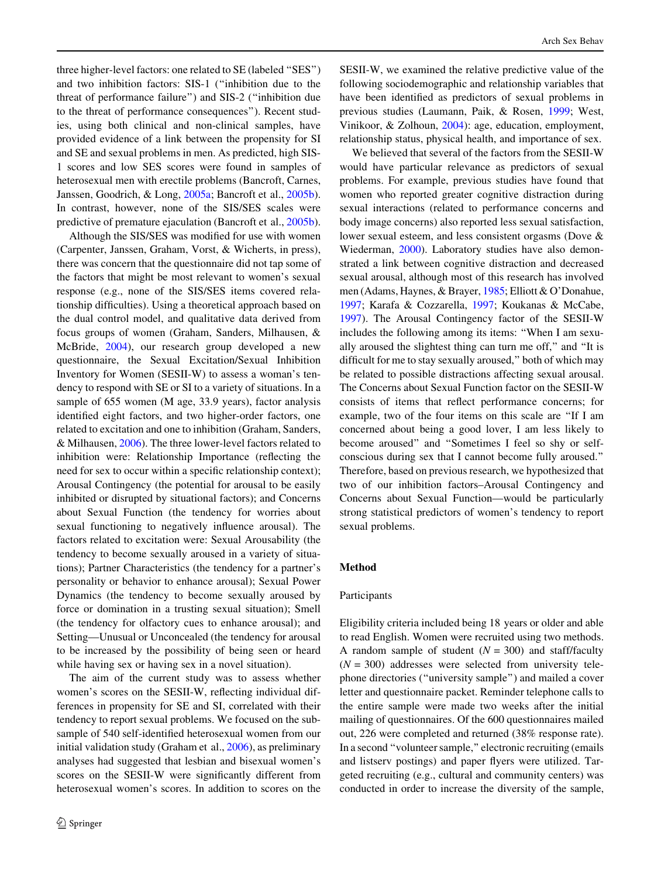three higher-level factors: one related to SE (labeled "SES") and two inhibition factors: SIS-1 ("inhibition due to the threat of performance failure") and SIS-2 ("inhibition due to the threat of performance consequences"). Recent studies, using both clinical and non-clinical samples, have provided evidence of a link between the propensity for SI and SE and sexual problems in men. As predicted, high SIS-1 scores and low SES scores were found in samples of heterosexual men with erectile problems (Bancroft, Carnes, Janssen, Goodrich, & Long, 2005a; Bancroft et al., 2005b). In contrast, however, none of the SIS/SES scales were predictive of premature ejaculation (Bancroft et al., 2005b).

Although the SIS/SES was modified for use with women (Carpenter, Janssen, Graham, Vorst, & Wicherts, in press), there was concern that the questionnaire did not tap some of the factors that might be most relevant to women's sexual response (e.g., none of the SIS/SES items covered relationship difficulties). Using a theoretical approach based on the dual control model, and qualitative data derived from focus groups of women (Graham, Sanders, Milhausen, & McBride, 2004), our research group developed a new questionnaire, the Sexual Excitation/Sexual Inhibition Inventory for Women (SESII-W) to assess a woman's tendency to respond with SE or SI to a variety of situations. In a sample of 655 women (M age, 33.9 years), factor analysis identified eight factors, and two higher-order factors, one related to excitation and one to inhibition (Graham, Sanders, & Milhausen, 2006). The three lower-level factors related to inhibition were: Relationship Importance (reflecting the need for sex to occur within a specific relationship context); Arousal Contingency (the potential for arousal to be easily inhibited or disrupted by situational factors); and Concerns about Sexual Function (the tendency for worries about sexual functioning to negatively influence arousal). The factors related to excitation were: Sexual Arousability (the tendency to become sexually aroused in a variety of situations); Partner Characteristics (the tendency for a partner's personality or behavior to enhance arousal); Sexual Power Dynamics (the tendency to become sexually aroused by force or domination in a trusting sexual situation); Smell (the tendency for olfactory cues to enhance arousal); and Setting—Unusual or Unconcealed (the tendency for arousal to be increased by the possibility of being seen or heard while having sex or having sex in a novel situation).

The aim of the current study was to assess whether women's scores on the SESII-W, reflecting individual differences in propensity for SE and SI, correlated with their tendency to report sexual problems. We focused on the subsample of 540 self-identified heterosexual women from our initial validation study (Graham et al., 2006), as preliminary analyses had suggested that lesbian and bisexual women's scores on the SESII-W were significantly different from heterosexual women's scores. In addition to scores on the SESII-W, we examined the relative predictive value of the following sociodemographic and relationship variables that have been identified as predictors of sexual problems in previous studies (Laumann, Paik, & Rosen, 1999; West, Vinikoor, & Zolhoun, 2004): age, education, employment, relationship status, physical health, and importance of sex.

We believed that several of the factors from the SESII-W would have particular relevance as predictors of sexual problems. For example, previous studies have found that women who reported greater cognitive distraction during sexual interactions (related to performance concerns and body image concerns) also reported less sexual satisfaction, lower sexual esteem, and less consistent orgasms (Dove & Wiederman, 2000). Laboratory studies have also demonstrated a link between cognitive distraction and decreased sexual arousal, although most of this research has involved men (Adams, Haynes, & Brayer, 1985; Elliott & O'Donahue, 1997; Karafa & Cozzarella, 1997; Koukanas & McCabe, 1997). The Arousal Contingency factor of the SESII-W includes the following among its items: "When I am sexually aroused the slightest thing can turn me off," and "It is difficult for me to stay sexually aroused," both of which may be related to possible distractions affecting sexual arousal. The Concerns about Sexual Function factor on the SESII-W consists of items that reflect performance concerns; for example, two of the four items on this scale are "If I am concerned about being a good lover, I am less likely to become aroused" and "Sometimes I feel so shy or self-conscious during sex that I cannot become fully aroused." Therefore, based on previous research, we hypothesized that two of our inhibition factors–Arousal Contingency and Concerns about Sexual Function—would be particularly strong statistical predictors of women's tendency to report sexual problems.

## Method

### Participants

Eligibility criteria included being 18 years or older and able to read English. Women were recruited using two methods. A random sample of student ($N = 300$) and staff/faculty ($N = 300$) addresses were selected from university telephone directories ("university sample") and mailed a cover letter and questionnaire packet. Reminder telephone calls to the entire sample were made two weeks after the initial mailing of questionnaires. Of the 600 questionnaires mailed out, 226 were completed and returned (38% response rate). In a second "volunteer sample," electronic recruiting (emails and listserv postings) and paper flyers were utilized. Targeted recruiting (e.g., cultural and community centers) was conducted in order to increase the diversity of the sample,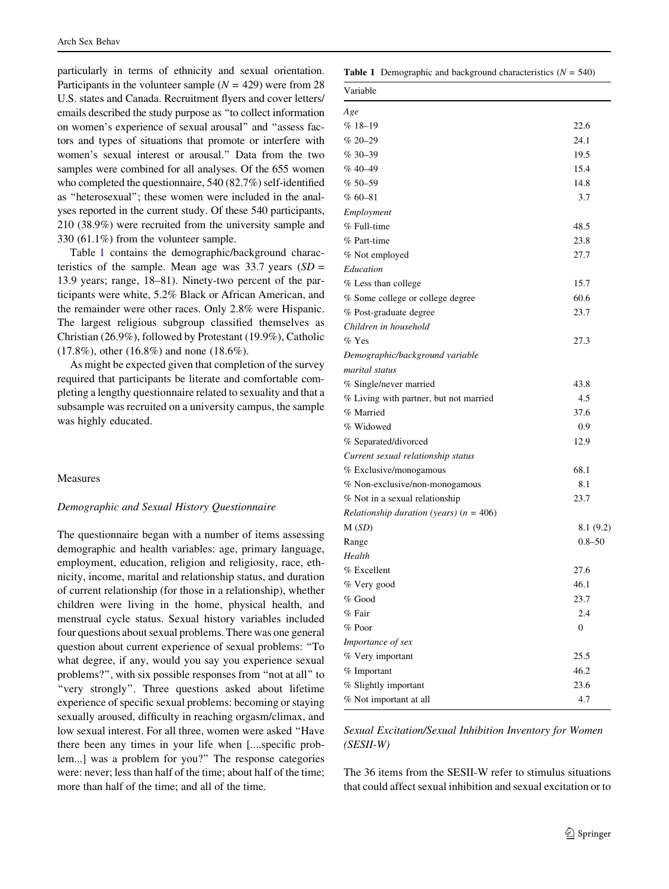particularly in terms of ethnicity and sexual orientation. Participants in the volunteer sample ($N = 429$) were from 28 U.S. states and Canada. Recruitment flyers and cover letters/emails described the study purpose as "to collect information on women's experience of sexual arousal" and "assess factors and types of situations that promote or interfere with women's sexual interest or arousal." Data from the two samples were combined for all analyses. Of the 655 women who completed the questionnaire, 540 (82.7%) self-identified as "heterosexual"; these women were included in the analyses reported in the current study. Of these 540 participants, 210 (38.9%) were recruited from the university sample and 330 (61.1%) from the volunteer sample.

Table 1 contains the demographic/background characteristics of the sample. Mean age was 33.7 years ($SD$ = 13.9 years; range, 18–81). Ninety-two percent of the participants were white, 5.2% Black or African American, and the remainder were other races. Only 2.8% were Hispanic. The largest religious subgroup classified themselves as Christian (26.9%), followed by Protestant (19.9%), Catholic (17.8%), other (16.8%) and none (18.6%).

As might be expected given that completion of the survey required that participants be literate and comfortable completing a lengthy questionnaire related to sexuality and that a subsample was recruited on a university campus, the sample was highly educated.

**Table 1** Demographic and background characteristics ($N = 540$)

| Variable | |
|---|---|
| *Age* | |
| % 18–19 | 22.6 |
| % 20–29 | 24.1 |
| % 30–39 | 19.5 |
| % 40–49 | 15.4 |
| % 50–59 | 14.8 |
| % 60–81 | 3.7 |
| *Employment* | |
| % Full-time | 48.5 |
| % Part-time | 23.8 |
| % Not employed | 27.7 |
| *Education* | |
| % Less than college | 15.7 |
| % Some college or college degree | 60.6 |
| % Post-graduate degree | 23.7 |
| *Children in household* | |
| % Yes | 27.3 |
| *Demographic/background variable* | |
| *marital status* | |
| % Single/never married | 43.8 |
| % Living with partner, but not married | 4.5 |
| % Married | 37.6 |
| % Widowed | 0.9 |
| % Separated/divorced | 12.9 |
| *Current sexual relationship status* | |
| % Exclusive/monogamous | 68.1 |
| % Non-exclusive/non-monogamous | 8.1 |
| % Not in a sexual relationship | 23.7 |
| *Relationship duration (years)* ($n = 406$) | |
| M ($SD$) | 8.1 (9.2) |
| Range | 0.8–50 |
| *Health* | |
| % Excellent | 27.6 |
| % Very good | 46.1 |
| % Good | 23.7 |
| % Fair | 2.4 |
| % Poor | 0 |
| *Importance of sex* | |
| % Very important | 25.5 |
| % Important | 46.2 |
| % Slightly important | 23.6 |
| % Not important at all | 4.7 |

## Measures

### *Demographic and Sexual History Questionnaire*

The questionnaire began with a number of items assessing demographic and health variables: age, primary language, employment, education, religion and religiosity, race, ethnicity, income, marital and relationship status, and duration of current relationship (for those in a relationship), whether children were living in the home, physical health, and menstrual cycle status. Sexual history variables included four questions about sexual problems. There was one general question about current experience of sexual problems: "To what degree, if any, would you say you experience sexual problems?", with six possible responses from "not at all" to "very strongly". Three questions asked about lifetime experience of specific sexual problems: becoming or staying sexually aroused, difficulty in reaching orgasm/climax, and low sexual interest. For all three, women were asked "Have there been any times in your life when [....specific problem...] was a problem for you?" The response categories were: never; less than half of the time; about half of the time; more than half of the time; and all of the time.

### *Sexual Excitation/Sexual Inhibition Inventory for Women (SESII-W)*

The 36 items from the SESII-W refer to stimulus situations that could affect sexual inhibition and sexual excitation or to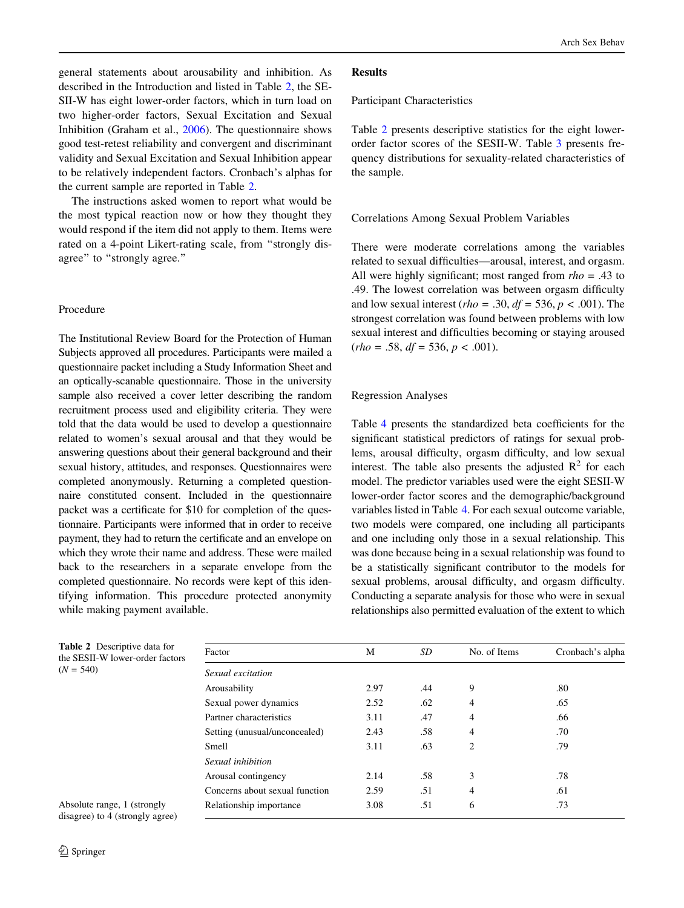general statements about arousability and inhibition. As described in the Introduction and listed in Table 2, the SESII-W has eight lower-order factors, which in turn load on two higher-order factors, Sexual Excitation and Sexual Inhibition (Graham et al., 2006). The questionnaire shows good test-retest reliability and convergent and discriminant validity and Sexual Excitation and Sexual Inhibition appear to be relatively independent factors. Cronbach's alphas for the current sample are reported in Table 2.

The instructions asked women to report what would be the most typical reaction now or how they thought they would respond if the item did not apply to them. Items were rated on a 4-point Likert-rating scale, from "strongly disagree" to "strongly agree."

### Procedure

The Institutional Review Board for the Protection of Human Subjects approved all procedures. Participants were mailed a questionnaire packet including a Study Information Sheet and an optically-scanable questionnaire. Those in the university sample also received a cover letter describing the random recruitment process used and eligibility criteria. They were told that the data would be used to develop a questionnaire related to women's sexual arousal and that they would be answering questions about their general background and their sexual history, attitudes, and responses. Questionnaires were completed anonymously. Returning a completed questionnaire constituted consent. Included in the questionnaire packet was a certificate for $10 for completion of the questionnaire. Participants were informed that in order to receive payment, they had to return the certificate and an envelope on which they wrote their name and address. These were mailed back to the researchers in a separate envelope from the completed questionnaire. No records were kept of this identifying information. This procedure protected anonymity while making payment available.

## Results

### Participant Characteristics

Table 2 presents descriptive statistics for the eight lower-order factor scores of the SESII-W. Table 3 presents frequency distributions for sexuality-related characteristics of the sample.

### Correlations Among Sexual Problem Variables

There were moderate correlations among the variables related to sexual difficulties—arousal, interest, and orgasm. All were highly significant; most ranged from *rho* = .43 to .49. The lowest correlation was between orgasm difficulty and low sexual interest (*rho* = .30, *df* = 536, $p < .001$). The strongest correlation was found between problems with low sexual interest and difficulties becoming or staying aroused (*rho* = .58, *df* = 536, $p < .001$).

### Regression Analyses

Table 4 presents the standardized beta coefficients for the significant statistical predictors of ratings for sexual problems, arousal difficulty, orgasm difficulty, and low sexual interest. The table also presents the adjusted $R^2$ for each model. The predictor variables used were the eight SESII-W lower-order factor scores and the demographic/background variables listed in Table 4. For each sexual outcome variable, two models were compared, one including all participants and one including only those in a sexual relationship. This was done because being in a sexual relationship was found to be a statistically significant contributor to the models for sexual problems, arousal difficulty, and orgasm difficulty. Conducting a separate analysis for those who were in sexual relationships also permitted evaluation of the extent to which

**Table 2** Descriptive data for the SESII-W lower-order factors ($N = 540$)

| Factor | M | *SD* | No. of Items | Cronbach's alpha |
|---|---|---|---|---|
| *Sexual excitation* | | | | |
| Arousability | 2.97 | .44 | 9 | .80 |
| Sexual power dynamics | 2.52 | .62 | 4 | .65 |
| Partner characteristics | 3.11 | .47 | 4 | .66 |
| Setting (unusual/unconcealed) | 2.43 | .58 | 4 | .70 |
| Smell | 3.11 | .63 | 2 | .79 |
| *Sexual inhibition* | | | | |
| Arousal contingency | 2.14 | .58 | 3 | .78 |
| Concerns about sexual function | 2.59 | .51 | 4 | .61 |
| Relationship importance | 3.08 | .51 | 6 | .73 |

Absolute range, 1 (strongly disagree) to 4 (strongly agree)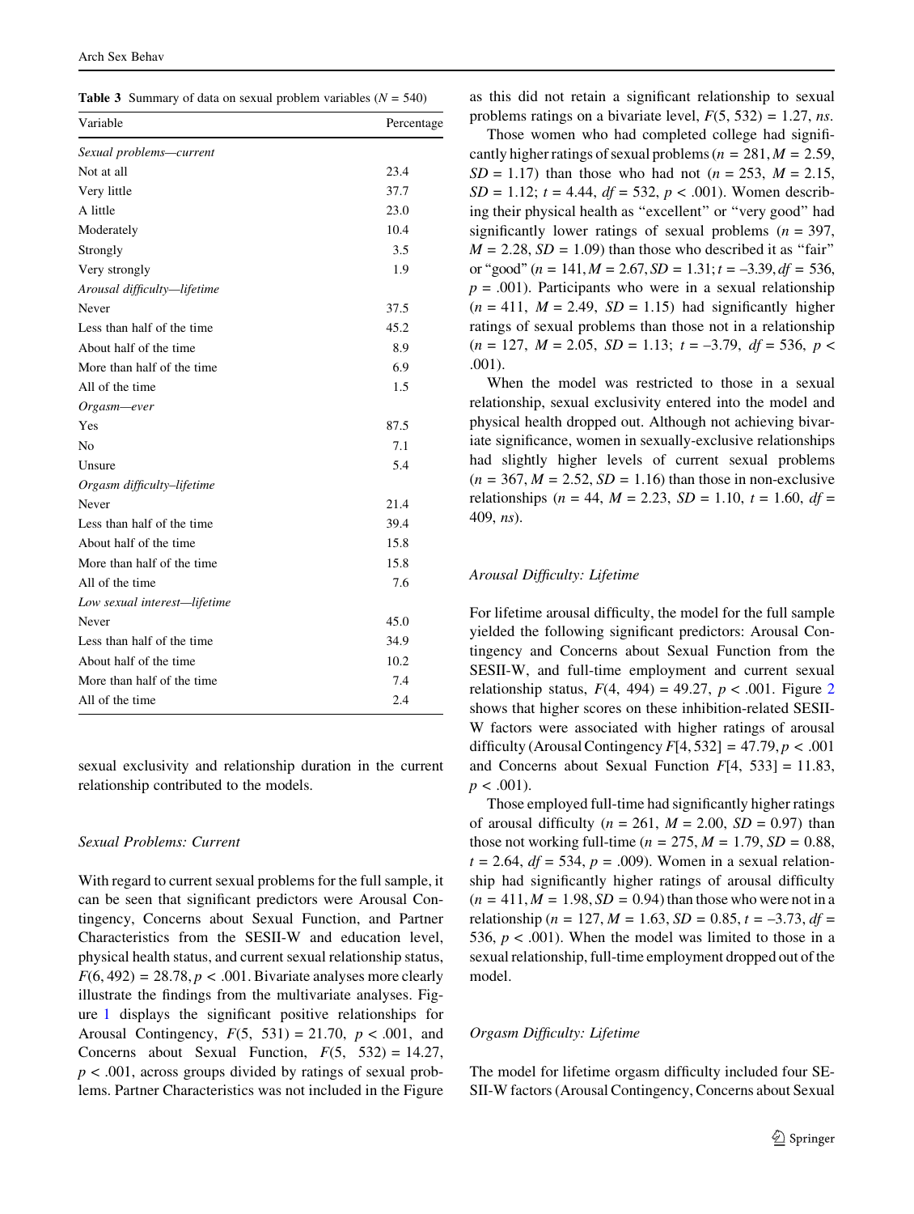**Table 3** Summary of data on sexual problem variables ($N = 540$)

| Variable | Percentage |
|---|---|
| *Sexual problems—current* | |
| Not at all | 23.4 |
| Very little | 37.7 |
| A little | 23.0 |
| Moderately | 10.4 |
| Strongly | 3.5 |
| Very strongly | 1.9 |
| *Arousal difficulty—lifetime* | |
| Never | 37.5 |
| Less than half of the time | 45.2 |
| About half of the time | 8.9 |
| More than half of the time | 6.9 |
| All of the time | 1.5 |
| *Orgasm—ever* | |
| Yes | 87.5 |
| No | 7.1 |
| Unsure | 5.4 |
| *Orgasm difficulty–lifetime* | |
| Never | 21.4 |
| Less than half of the time | 39.4 |
| About half of the time | 15.8 |
| More than half of the time | 15.8 |
| All of the time | 7.6 |
| *Low sexual interest—lifetime* | |
| Never | 45.0 |
| Less than half of the time | 34.9 |
| About half of the time | 10.2 |
| More than half of the time | 7.4 |
| All of the time | 2.4 |

sexual exclusivity and relationship duration in the current relationship contributed to the models.

### *Sexual Problems: Current*

With regard to current sexual problems for the full sample, it can be seen that significant predictors were Arousal Contingency, Concerns about Sexual Function, and Partner Characteristics from the SESII-W and education level, physical health status, and current sexual relationship status, $F(6, 492) = 28.78$, $p < .001$. Bivariate analyses more clearly illustrate the findings from the multivariate analyses. Figure 1 displays the significant positive relationships for Arousal Contingency, $F(5, 531) = 21.70$, $p < .001$, and Concerns about Sexual Function, $F(5, 532) = 14.27$, $p < .001$, across groups divided by ratings of sexual problems. Partner Characteristics was not included in the Figure as this did not retain a significant relationship to sexual problems ratings on a bivariate level, $F(5, 532) = 1.27$, *ns*.

Those women who had completed college had significantly higher ratings of sexual problems ($n = 281$, $M = 2.59$, $SD = 1.17$) than those who had not ($n = 253$, $M = 2.15$, $SD = 1.12$; $t = 4.44$, $df = 532$, $p < .001$). Women describing their physical health as "excellent" or "very good" had significantly lower ratings of sexual problems ($n = 397$, $M = 2.28$, $SD = 1.09$) than those who described it as "fair" or "good" ($n = 141$, $M = 2.67$, $SD = 1.31$; $t = -3.39$, $df = 536$, $p = .001$). Participants who were in a sexual relationship ($n = 411$, $M = 2.49$, $SD = 1.15$) had significantly higher ratings of sexual problems than those not in a relationship ($n = 127$, $M = 2.05$, $SD = 1.13$; $t = -3.79$, $df = 536$, $p < .001$).

When the model was restricted to those in a sexual relationship, sexual exclusivity entered into the model and physical health dropped out. Although not achieving bivariate significance, women in sexually-exclusive relationships had slightly higher levels of current sexual problems ($n = 367$, $M = 2.52$, $SD = 1.16$) than those in non-exclusive relationships ($n = 44$, $M = 2.23$, $SD = 1.10$, $t = 1.60$, $df = 409$, *ns*).

### *Arousal Difficulty: Lifetime*

For lifetime arousal difficulty, the model for the full sample yielded the following significant predictors: Arousal Contingency and Concerns about Sexual Function from the SESII-W, and full-time employment and current sexual relationship status, $F(4, 494) = 49.27$, $p < .001$. Figure 2 shows that higher scores on these inhibition-related SESII-W factors were associated with higher ratings of arousal difficulty (Arousal Contingency $F[4, 532] = 47.79$, $p < .001$ and Concerns about Sexual Function $F[4, 533] = 11.83$, $p < .001$).

Those employed full-time had significantly higher ratings of arousal difficulty ($n = 261$, $M = 2.00$, $SD = 0.97$) than those not working full-time ($n = 275$, $M = 1.79$, $SD = 0.88$, $t = 2.64$, $df = 534$, $p = .009$). Women in a sexual relationship had significantly higher ratings of arousal difficulty ($n = 411$, $M = 1.98$, $SD = 0.94$) than those who were not in a relationship ($n = 127$, $M = 1.63$, $SD = 0.85$, $t = -3.73$, $df = 536$, $p < .001$). When the model was limited to those in a sexual relationship, full-time employment dropped out of the model.

### *Orgasm Difficulty: Lifetime*

The model for lifetime orgasm difficulty included four SESII-W factors (Arousal Contingency, Concerns about Sexual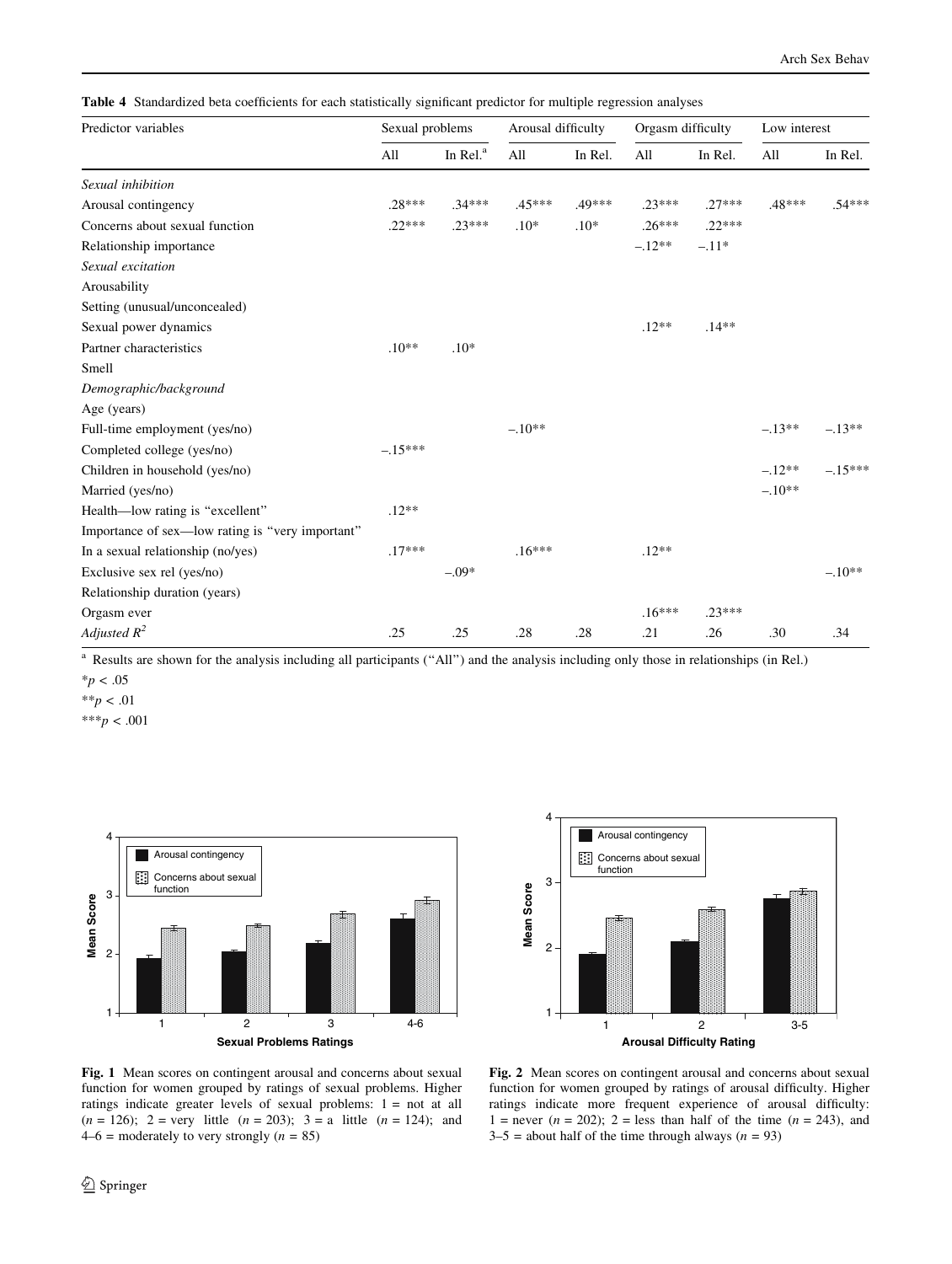**Table 4** Standardized beta coefficients for each statistically significant predictor for multiple regression analyses

| Predictor variables | Sexual problems | | Arousal difficulty | | Orgasm difficulty | | Low interest | |
|---|---|---|---|---|---|---|---|---|
| | All | In Rel.[a] | All | In Rel. | All | In Rel. | All | In Rel. |
| *Sexual inhibition* | | | | | | | | |
| Arousal contingency | .28*** | .34*** | .45*** | .49*** | .23*** | .27*** | .48*** | .54*** |
| Concerns about sexual function | .22*** | .23*** | .10* | .10* | .26*** | .22*** | | |
| Relationship importance | | | | | –.12** | –.11* | | |
| *Sexual excitation* | | | | | | | | |
| Arousability | | | | | | | | |
| Setting (unusual/unconcealed) | | | | | | | | |
| Sexual power dynamics | | | | | .12** | .14** | | |
| Partner characteristics | .10** | .10* | | | | | | |
| Smell | | | | | | | | |
| *Demographic/background* | | | | | | | | |
| Age (years) | | | | | | | | |
| Full-time employment (yes/no) | | | –.10** | | | | –.13** | –.13** |
| Completed college (yes/no) | –.15*** | | | | | | | |
| Children in household (yes/no) | | | | | | | –.12** | –.15*** |
| Married (yes/no) | | | | | | | –.10** | |
| Health—low rating is "excellent" | .12** | | | | | | | |
| Importance of sex—low rating is "very important" | | | | | | | | |
| In a sexual relationship (no/yes) | .17*** | | .16*** | | .12** | | | |
| Exclusive sex rel (yes/no) | | –.09* | | | | | | –.10** |
| Relationship duration (years) | | | | | | | | |
| Orgasm ever | | | | | .16*** | .23*** | | |
| *Adjusted $R^2$* | .25 | .25 | .28 | .28 | .21 | .26 | .30 | .34 |

[a] Results are shown for the analysis including all participants ("All") and the analysis including only those in relationships (in Rel.)

*$p < .05$

**$p < .01$

***$p < .001$

**Fig. 1** Mean scores on contingent arousal and concerns about sexual function for women grouped by ratings of sexual problems. Higher ratings indicate greater levels of sexual problems: 1 = not at all ($n$ = 126); 2 = very little ($n$ = 203); 3 = a little ($n$ = 124); and 4–6 = moderately to very strongly ($n$ = 85)

**Fig. 2** Mean scores on contingent arousal and concerns about sexual function for women grouped by ratings of arousal difficulty. Higher ratings indicate more frequent experience of arousal difficulty: 1 = never ($n$ = 202); 2 = less than half of the time ($n$ = 243), and 3–5 = about half of the time through always ($n$ = 93)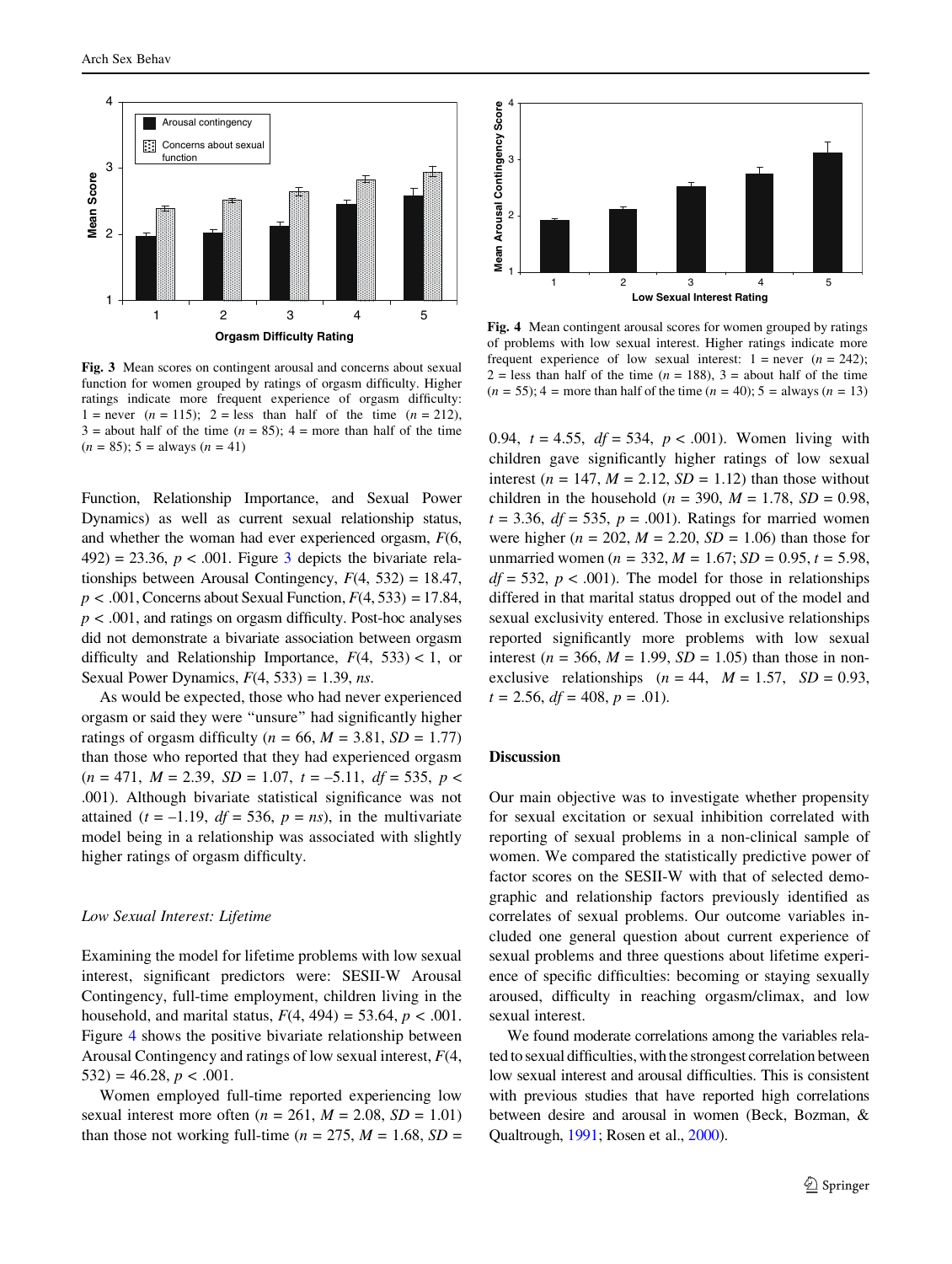Fig. 3 Mean scores on contingent arousal and concerns about sexual function for women grouped by ratings of orgasm difficulty. Higher ratings indicate more frequent experience of orgasm difficulty: 1 = never ($n$ = 115); 2 = less than half of the time ($n$ = 212), 3 = about half of the time ($n$ = 85); 4 = more than half of the time ($n$ = 85); 5 = always ($n$ = 41)

Function, Relationship Importance, and Sexual Power Dynamics) as well as current sexual relationship status, and whether the woman had ever experienced orgasm, $F(6, 492) = 23.36$, $p < .001$. Figure 3 depicts the bivariate relationships between Arousal Contingency, $F(4, 532) = 18.47$, $p < .001$, Concerns about Sexual Function, $F(4, 533) = 17.84$, $p < .001$, and ratings on orgasm difficulty. Post-hoc analyses did not demonstrate a bivariate association between orgasm difficulty and Relationship Importance, $F(4, 533) < 1$, or Sexual Power Dynamics, $F(4, 533) = 1.39$, *ns*.

As would be expected, those who had never experienced orgasm or said they were "unsure" had significantly higher ratings of orgasm difficulty ($n$ = 66, $M$ = 3.81, $SD$ = 1.77) than those who reported that they had experienced orgasm ($n$ = 471, $M$ = 2.39, $SD$ = 1.07, $t$ = –5.11, $df$ = 535, $p < .001$). Although bivariate statistical significance was not attained ($t$ = –1.19, $df$ = 536, $p$ = *ns*), in the multivariate model being in a relationship was associated with slightly higher ratings of orgasm difficulty.

### *Low Sexual Interest: Lifetime*

Examining the model for lifetime problems with low sexual interest, significant predictors were: SESII-W Arousal Contingency, full-time employment, children living in the household, and marital status, $F(4, 494) = 53.64$, $p < .001$. Figure 4 shows the positive bivariate relationship between Arousal Contingency and ratings of low sexual interest, $F(4, 532) = 46.28$, $p < .001$.

Women employed full-time reported experiencing low sexual interest more often ($n$ = 261, $M$ = 2.08, $SD$ = 1.01) than those not working full-time ($n$ = 275, $M$ = 1.68, $SD$ = 0.94, $t$ = 4.55, $df$ = 534, $p < .001$). Women living with children gave significantly higher ratings of low sexual interest ($n$ = 147, $M$ = 2.12, $SD$ = 1.12) than those without children in the household ($n$ = 390, $M$ = 1.78, $SD$ = 0.98, $t$ = 3.36, $df$ = 535, $p$ = .001). Ratings for married women were higher ($n$ = 202, $M$ = 2.20, $SD$ = 1.06) than those for unmarried women ($n$ = 332, $M$ = 1.67; $SD$ = 0.95, $t$ = 5.98, $df$ = 532, $p < .001$). The model for those in relationships differed in that marital status dropped out of the model and sexual exclusivity entered. Those in exclusive relationships reported significantly more problems with low sexual interest ($n$ = 366, $M$ = 1.99, $SD$ = 1.05) than those in non-exclusive relationships ($n$ = 44, $M$ = 1.57, $SD$ = 0.93, $t$ = 2.56, $df$ = 408, $p$ = .01).

Fig. 4 Mean contingent arousal scores for women grouped by ratings of problems with low sexual interest. Higher ratings indicate more frequent experience of low sexual interest: 1 = never ($n$ = 242); 2 = less than half of the time ($n$ = 188), 3 = about half of the time ($n$ = 55); 4 = more than half of the time ($n$ = 40); 5 = always ($n$ = 13)

## Discussion

Our main objective was to investigate whether propensity for sexual excitation or sexual inhibition correlated with reporting of sexual problems in a non-clinical sample of women. We compared the statistically predictive power of factor scores on the SESII-W with that of selected demographic and relationship factors previously identified as correlates of sexual problems. Our outcome variables included one general question about current experience of sexual problems and three questions about lifetime experience of specific difficulties: becoming or staying sexually aroused, difficulty in reaching orgasm/climax, and low sexual interest.

We found moderate correlations among the variables related to sexual difficulties, with the strongest correlation between low sexual interest and arousal difficulties. This is consistent with previous studies that have reported high correlations between desire and arousal in women (Beck, Bozman, & Qualtrough, 1991; Rosen et al., 2000).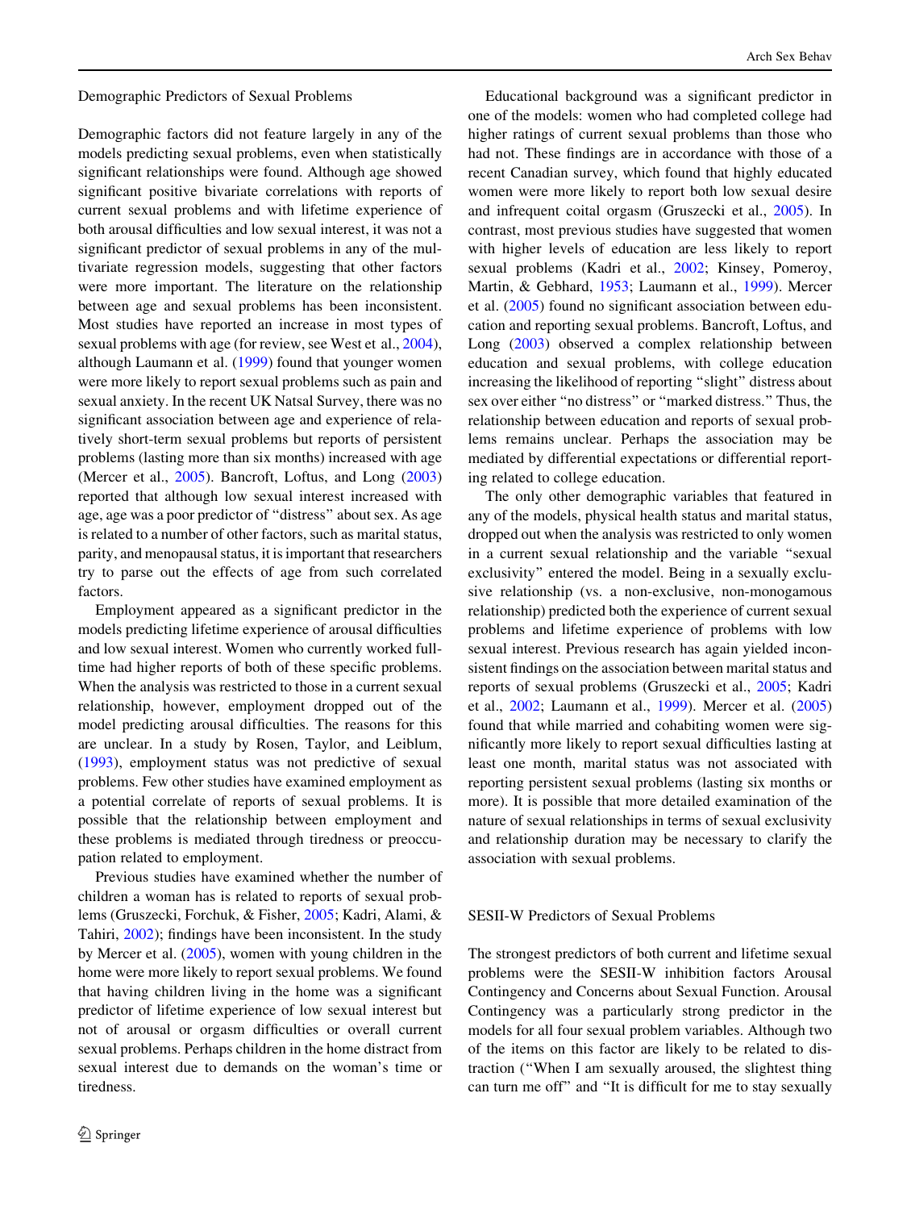### Demographic Predictors of Sexual Problems

Demographic factors did not feature largely in any of the models predicting sexual problems, even when statistically significant relationships were found. Although age showed significant positive bivariate correlations with reports of current sexual problems and with lifetime experience of both arousal difficulties and low sexual interest, it was not a significant predictor of sexual problems in any of the multivariate regression models, suggesting that other factors were more important. The literature on the relationship between age and sexual problems has been inconsistent. Most studies have reported an increase in most types of sexual problems with age (for review, see West et al., 2004), although Laumann et al. (1999) found that younger women were more likely to report sexual problems such as pain and sexual anxiety. In the recent UK Natsal Survey, there was no significant association between age and experience of relatively short-term sexual problems but reports of persistent problems (lasting more than six months) increased with age (Mercer et al., 2005). Bancroft, Loftus, and Long (2003) reported that although low sexual interest increased with age, age was a poor predictor of "distress" about sex. As age is related to a number of other factors, such as marital status, parity, and menopausal status, it is important that researchers try to parse out the effects of age from such correlated factors.

Employment appeared as a significant predictor in the models predicting lifetime experience of arousal difficulties and low sexual interest. Women who currently worked full-time had higher reports of both of these specific problems. When the analysis was restricted to those in a current sexual relationship, however, employment dropped out of the model predicting arousal difficulties. The reasons for this are unclear. In a study by Rosen, Taylor, and Leiblum, (1993), employment status was not predictive of sexual problems. Few other studies have examined employment as a potential correlate of reports of sexual problems. It is possible that the relationship between employment and these problems is mediated through tiredness or preoccupation related to employment.

Previous studies have examined whether the number of children a woman has is related to reports of sexual problems (Gruszecki, Forchuk, & Fisher, 2005; Kadri, Alami, & Tahiri, 2002); findings have been inconsistent. In the study by Mercer et al. (2005), women with young children in the home were more likely to report sexual problems. We found that having children living in the home was a significant predictor of lifetime experience of low sexual interest but not of arousal or orgasm difficulties or overall current sexual problems. Perhaps children in the home distract from sexual interest due to demands on the woman's time or tiredness.

Educational background was a significant predictor in one of the models: women who had completed college had higher ratings of current sexual problems than those who had not. These findings are in accordance with those of a recent Canadian survey, which found that highly educated women were more likely to report both low sexual desire and infrequent coital orgasm (Gruszecki et al., 2005). In contrast, most previous studies have suggested that women with higher levels of education are less likely to report sexual problems (Kadri et al., 2002; Kinsey, Pomeroy, Martin, & Gebhard, 1953; Laumann et al., 1999). Mercer et al. (2005) found no significant association between education and reporting sexual problems. Bancroft, Loftus, and Long (2003) observed a complex relationship between education and sexual problems, with college education increasing the likelihood of reporting "slight" distress about sex over either "no distress" or "marked distress." Thus, the relationship between education and reports of sexual problems remains unclear. Perhaps the association may be mediated by differential expectations or differential reporting related to college education.

The only other demographic variables that featured in any of the models, physical health status and marital status, dropped out when the analysis was restricted to only women in a current sexual relationship and the variable "sexual exclusivity" entered the model. Being in a sexually exclusive relationship (vs. a non-exclusive, non-monogamous relationship) predicted both the experience of current sexual problems and lifetime experience of problems with low sexual interest. Previous research has again yielded inconsistent findings on the association between marital status and reports of sexual problems (Gruszecki et al., 2005; Kadri et al., 2002; Laumann et al., 1999). Mercer et al. (2005) found that while married and cohabiting women were significantly more likely to report sexual difficulties lasting at least one month, marital status was not associated with reporting persistent sexual problems (lasting six months or more). It is possible that more detailed examination of the nature of sexual relationships in terms of sexual exclusivity and relationship duration may be necessary to clarify the association with sexual problems.

### SESII-W Predictors of Sexual Problems

The strongest predictors of both current and lifetime sexual problems were the SESII-W inhibition factors Arousal Contingency and Concerns about Sexual Function. Arousal Contingency was a particularly strong predictor in the models for all four sexual problem variables. Although two of the items on this factor are likely to be related to distraction ("When I am sexually aroused, the slightest thing can turn me off" and "It is difficult for me to stay sexually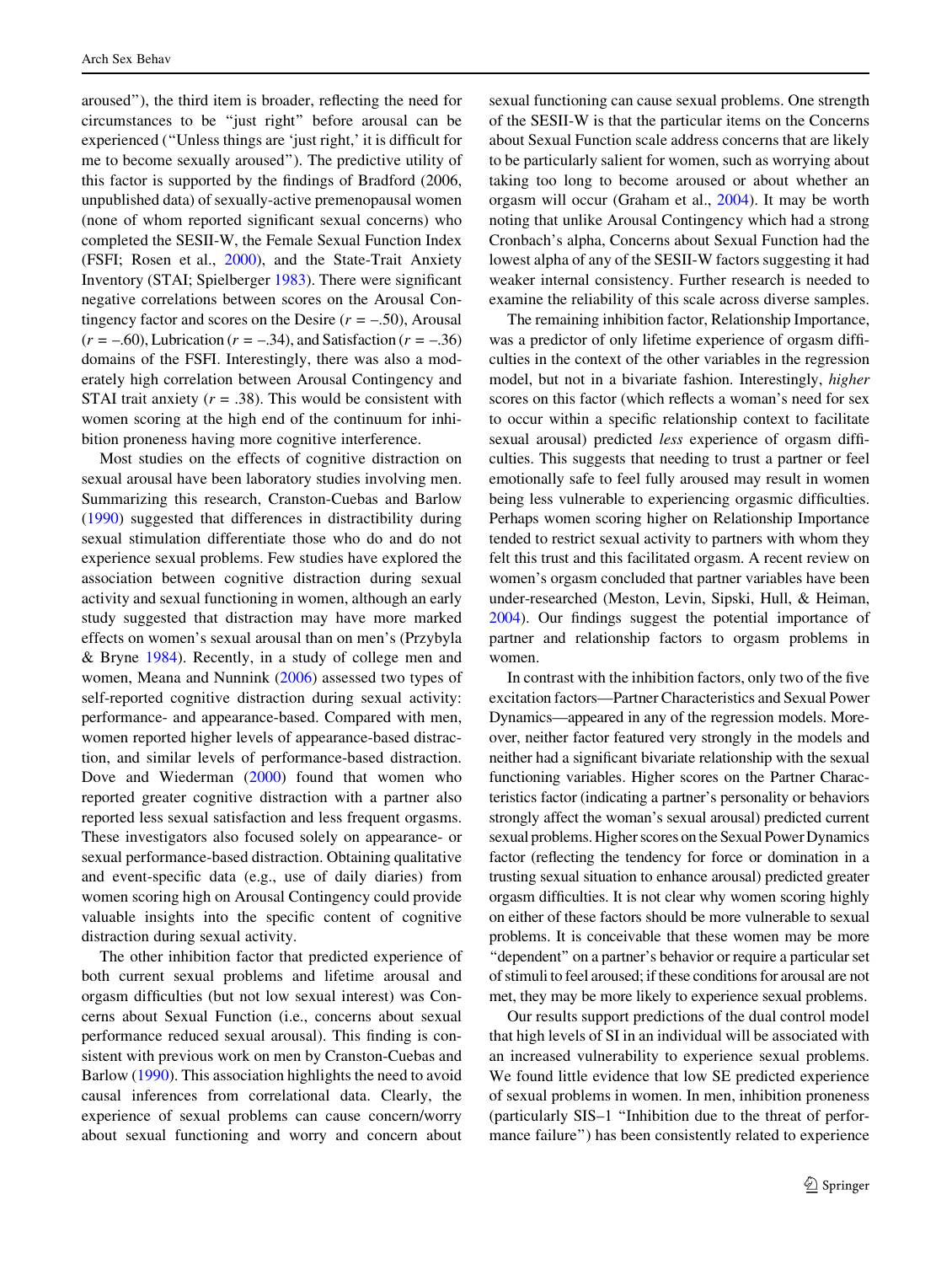aroused"), the third item is broader, reflecting the need for circumstances to be "just right" before arousal can be experienced ("Unless things are 'just right,' it is difficult for me to become sexually aroused"). The predictive utility of this factor is supported by the findings of Bradford (2006, unpublished data) of sexually-active premenopausal women (none of whom reported significant sexual concerns) who completed the SESII-W, the Female Sexual Function Index (FSFI; Rosen et al., 2000), and the State-Trait Anxiety Inventory (STAI; Spielberger 1983). There were significant negative correlations between scores on the Arousal Contingency factor and scores on the Desire ($r = -.50$), Arousal ($r = -.60$), Lubrication ($r = -.34$), and Satisfaction ($r = -.36$) domains of the FSFI. Interestingly, there was also a moderately high correlation between Arousal Contingency and STAI trait anxiety ($r = .38$). This would be consistent with women scoring at the high end of the continuum for inhibition proneness having more cognitive interference.

Most studies on the effects of cognitive distraction on sexual arousal have been laboratory studies involving men. Summarizing this research, Cranston-Cuebas and Barlow (1990) suggested that differences in distractibility during sexual stimulation differentiate those who do and do not experience sexual problems. Few studies have explored the association between cognitive distraction during sexual activity and sexual functioning in women, although an early study suggested that distraction may have more marked effects on women's sexual arousal than on men's (Przybyla & Bryne 1984). Recently, in a study of college men and women, Meana and Nunnink (2006) assessed two types of self-reported cognitive distraction during sexual activity: performance- and appearance-based. Compared with men, women reported higher levels of appearance-based distraction, and similar levels of performance-based distraction. Dove and Wiederman (2000) found that women who reported greater cognitive distraction with a partner also reported less sexual satisfaction and less frequent orgasms. These investigators also focused solely on appearance- or sexual performance-based distraction. Obtaining qualitative and event-specific data (e.g., use of daily diaries) from women scoring high on Arousal Contingency could provide valuable insights into the specific content of cognitive distraction during sexual activity.

The other inhibition factor that predicted experience of both current sexual problems and lifetime arousal and orgasm difficulties (but not low sexual interest) was Concerns about Sexual Function (i.e., concerns about sexual performance reduced sexual arousal). This finding is consistent with previous work on men by Cranston-Cuebas and Barlow (1990). This association highlights the need to avoid causal inferences from correlational data. Clearly, the experience of sexual problems can cause concern/worry about sexual functioning and worry and concern about sexual functioning can cause sexual problems. One strength of the SESII-W is that the particular items on the Concerns about Sexual Function scale address concerns that are likely to be particularly salient for women, such as worrying about taking too long to become aroused or about whether an orgasm will occur (Graham et al., 2004). It may be worth noting that unlike Arousal Contingency which had a strong Cronbach's alpha, Concerns about Sexual Function had the lowest alpha of any of the SESII-W factors suggesting it had weaker internal consistency. Further research is needed to examine the reliability of this scale across diverse samples.

The remaining inhibition factor, Relationship Importance, was a predictor of only lifetime experience of orgasm difficulties in the context of the other variables in the regression model, but not in a bivariate fashion. Interestingly, *higher* scores on this factor (which reflects a woman's need for sex to occur within a specific relationship context to facilitate sexual arousal) predicted *less* experience of orgasm difficulties. This suggests that needing to trust a partner or feel emotionally safe to feel fully aroused may result in women being less vulnerable to experiencing orgasmic difficulties. Perhaps women scoring higher on Relationship Importance tended to restrict sexual activity to partners with whom they felt this trust and this facilitated orgasm. A recent review on women's orgasm concluded that partner variables have been under-researched (Meston, Levin, Sipski, Hull, & Heiman, 2004). Our findings suggest the potential importance of partner and relationship factors to orgasm problems in women.

In contrast with the inhibition factors, only two of the five excitation factors—Partner Characteristics and Sexual Power Dynamics—appeared in any of the regression models. Moreover, neither factor featured very strongly in the models and neither had a significant bivariate relationship with the sexual functioning variables. Higher scores on the Partner Characteristics factor (indicating a partner's personality or behaviors strongly affect the woman's sexual arousal) predicted current sexual problems. Higher scores on the Sexual Power Dynamics factor (reflecting the tendency for force or domination in a trusting sexual situation to enhance arousal) predicted greater orgasm difficulties. It is not clear why women scoring highly on either of these factors should be more vulnerable to sexual problems. It is conceivable that these women may be more "dependent" on a partner's behavior or require a particular set of stimuli to feel aroused; if these conditions for arousal are not met, they may be more likely to experience sexual problems.

Our results support predictions of the dual control model that high levels of SI in an individual will be associated with an increased vulnerability to experience sexual problems. We found little evidence that low SE predicted experience of sexual problems in women. In men, inhibition proneness (particularly SIS–1 "Inhibition due to the threat of performance failure") has been consistently related to experience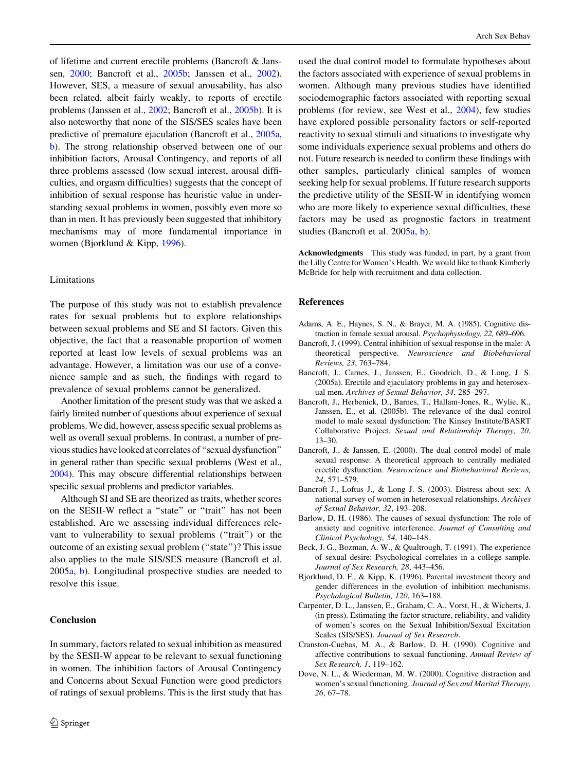of lifetime and current erectile problems (Bancroft & Janssen, 2000; Bancroft et al., 2005b; Janssen et al., 2002). However, SES, a measure of sexual arousability, has also been related, albeit fairly weakly, to reports of erectile problems (Janssen et al., 2002; Bancroft et al., 2005b). It is also noteworthy that none of the SIS/SES scales have been predictive of premature ejaculation (Bancroft et al., 2005a, b). The strong relationship observed between one of our inhibition factors, Arousal Contingency, and reports of all three problems assessed (low sexual interest, arousal difficulties, and orgasm difficulties) suggests that the concept of inhibition of sexual response has heuristic value in understanding sexual problems in women, possibly even more so than in men. It has previously been suggested that inhibitory mechanisms may of more fundamental importance in women (Bjorklund & Kipp, 1996).

### Limitations

The purpose of this study was not to establish prevalence rates for sexual problems but to explore relationships between sexual problems and SE and SI factors. Given this objective, the fact that a reasonable proportion of women reported at least low levels of sexual problems was an advantage. However, a limitation was our use of a convenience sample and as such, the findings with regard to prevalence of sexual problems cannot be generalized.

Another limitation of the present study was that we asked a fairly limited number of questions about experience of sexual problems. We did, however, assess specific sexual problems as well as overall sexual problems. In contrast, a number of previous studies have looked at correlates of "sexual dysfunction" in general rather than specific sexual problems (West et al., 2004). This may obscure differential relationships between specific sexual problems and predictor variables.

Although SI and SE are theorized as traits, whether scores on the SESII-W reflect a "state" or "trait" has not been established. Are we assessing individual differences relevant to vulnerability to sexual problems ("trait") or the outcome of an existing sexual problem ("state")? This issue also applies to the male SIS/SES measure (Bancroft et al. 2005a, b). Longitudinal prospective studies are needed to resolve this issue.

## Conclusion

In summary, factors related to sexual inhibition as measured by the SESII-W appear to be relevant to sexual functioning in women. The inhibition factors of Arousal Contingency and Concerns about Sexual Function were good predictors of ratings of sexual problems. This is the first study that has used the dual control model to formulate hypotheses about the factors associated with experience of sexual problems in women. Although many previous studies have identified sociodemographic factors associated with reporting sexual problems (for review, see West et al., 2004), few studies have explored possible personality factors or self-reported reactivity to sexual stimuli and situations to investigate why some individuals experience sexual problems and others do not. Future research is needed to confirm these findings with other samples, particularly clinical samples of women seeking help for sexual problems. If future research supports the predictive utility of the SESII-W in identifying women who are more likely to experience sexual difficulties, these factors may be used as prognostic factors in treatment studies (Bancroft et al. 2005a, b).

**Acknowledgments** This study was funded, in part, by a grant from the Lilly Centre for Women's Health. We would like to thank Kimberly McBride for help with recruitment and data collection.

## References

Adams, A. E., Haynes, S. N., & Brayer, M. A. (1985). Cognitive distraction in female sexual arousal. *Psychophysiology, 22*, 689–696.

Bancroft, J. (1999). Central inhibition of sexual response in the male: A theoretical perspective. *Neuroscience and Biobehavioral Reviews, 23*, 763–784.

Bancroft, J., Carnes, J., Janssen, E., Goodrich, D., & Long, J. S. (2005a). Erectile and ejaculatory problems in gay and heterosexual men. *Archives of Sexual Behavior, 34*, 285–297.

Bancroft, J., Herbenick, D., Barnes, T., Hallam-Jones, R., Wylie, K., Janssen, E., et al. (2005b). The relevance of the dual control model to male sexual dysfunction: The Kinsey Institute/BASRT Collaborative Project. *Sexual and Relationship Therapy, 20*, 13–30.

Bancroft, J., & Janssen, E. (2000). The dual control model of male sexual response: A theoretical approach to centrally mediated erectile dysfunction. *Neuroscience and Biobehavioral Reviews, 24*, 571–579.

Bancroft J., Loftus J., & Long J. S. (2003). Distress about sex: A national survey of women in heterosexual relationships. *Archives of Sexual Behavior, 32*, 193–208.

Barlow, D. H. (1986). The causes of sexual dysfunction: The role of anxiety and cognitive interference. *Journal of Consulting and Clinical Psychology, 54*, 140–148.

Beck, J. G., Bozman, A. W., & Qualtrough, T. (1991). The experience of sexual desire: Psychological correlates in a college sample. *Journal of Sex Research, 28*, 443–456.

Bjorklund, D. F., & Kipp, K. (1996). Parental investment theory and gender differences in the evolution of inhibition mechanisms. *Psychological Bulletin, 120*, 163–188.

Carpenter, D. L., Janssen, E., Graham, C. A., Vorst, H., & Wicherts, J. (in press). Estimating the factor structure, reliability, and validity of women's scores on the Sexual Inhibition/Sexual Excitation Scales (SIS/SES). *Journal of Sex Research*.

Cranston-Cuebas, M. A., & Barlow, D. H. (1990). Cognitive and affective contributions to sexual functioning. *Annual Review of Sex Research, 1*, 119–162.

Dove, N. L., & Wiederman, M. W. (2000). Cognitive distraction and women's sexual functioning. *Journal of Sex and Marital Therapy, 26*, 67–78.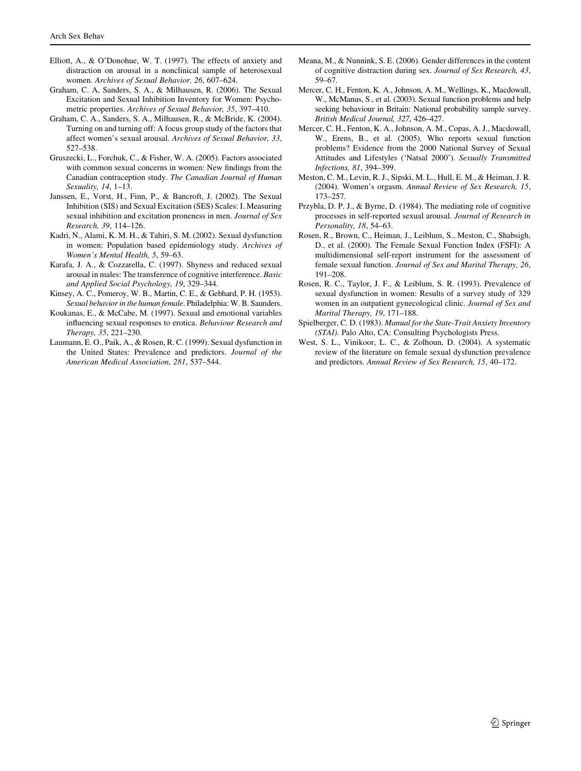Elliott, A., & O'Donohue, W. T. (1997). The effects of anxiety and distraction on arousal in a nonclinical sample of heterosexual women. *Archives of Sexual Behavior, 26*, 607–624.

Graham, C. A, Sanders, S. A., & Milhausen, R. (2006). The Sexual Excitation and Sexual Inhibition Inventory for Women: Psychometric properties. *Archives of Sexual Behavior, 35*, 397–410.

Graham, C. A., Sanders, S. A., Milhausen, R., & McBride, K. (2004). Turning on and turning off: A focus group study of the factors that affect women's sexual arousal. *Archives of Sexual Behavior, 33*, 527–538.

Gruszecki, L., Forchuk, C., & Fisher, W. A. (2005). Factors associated with common sexual concerns in women: New findings from the Canadian contraception study. *The Canadian Journal of Human Sexuality, 14*, 1–13.

Janssen, E., Vorst, H., Finn, P., & Bancroft, J. (2002). The Sexual Inhibition (SIS) and Sexual Excitation (SES) Scales: I. Measuring sexual inhibition and excitation proneness in men. *Journal of Sex Research, 39*, 114–126.

Kadri, N., Alami, K. M. H., & Tahiri, S. M. (2002). Sexual dysfunction in women: Population based epidemiology study. *Archives of Women's Mental Health, 5*, 59–63.

Karafa, J. A., & Cozzarella, C. (1997). Shyness and reduced sexual arousal in males: The transference of cognitive interference. *Basic and Applied Social Psychology, 19*, 329–344.

Kinsey, A. C., Pomeroy, W. B., Martin, C. E., & Gebhard, P. H. (1953). *Sexual behavior in the human female*. Philadelphia: W. B. Saunders.

Koukanas, E., & McCabe, M. (1997). Sexual and emotional variables influencing sexual responses to erotica. *Behaviour Research and Therapy, 35*, 221–230.

Laumann, E. O., Paik, A., & Rosen, R. C. (1999). Sexual dysfunction in the United States: Prevalence and predictors. *Journal of the American Medical Association, 281*, 537–544.

Meana, M., & Nunnink, S. E. (2006). Gender differences in the content of cognitive distraction during sex. *Journal of Sex Research, 43*, 59–67.

Mercer, C. H., Fenton, K. A., Johnson, A. M., Wellings, K., Macdowall, W., McManus, S., et al. (2003). Sexual function problems and help seeking behaviour in Britain: National probability sample survey. *British Medical Journal, 327*, 426–427.

Mercer, C. H., Fenton, K. A., Johnson, A. M., Copas, A. J., Macdowall, W., Erens, B., et al. (2005). Who reports sexual function problems? Evidence from the 2000 National Survey of Sexual Attitudes and Lifestyles ('Natsal 2000'). *Sexually Transmitted Infections, 81*, 394–399.

Meston, C. M., Levin, R. J., Sipski, M. L., Hull, E. M., & Heiman, J. R. (2004). Women's orgasm. *Annual Review of Sex Research, 15*, 173–257.

Przybla, D. P. J., & Byrne, D. (1984). The mediating role of cognitive processes in self-reported sexual arousal. *Journal of Research in Personality, 18*, 54–63.

Rosen, R., Brown, C., Heiman, J., Leiblum, S., Meston, C., Shabsigh, D., et al. (2000). The Female Sexual Function Index (FSFI): A multidimensional self-report instrument for the assessment of female sexual function. *Journal of Sex and Marital Therapy, 26*, 191–208.

Rosen, R. C., Taylor, J. F., & Leiblum, S. R. (1993). Prevalence of sexual dysfunction in women: Results of a survey study of 329 women in an outpatient gynecological clinic. *Journal of Sex and Marital Therapy, 19*, 171–188.

Spielberger, C. D. (1983). *Manual for the State-Trait Anxiety Inventory (STAI)*. Palo Alto, CA: Consulting Psychologists Press.

West, S. L., Vinikoor, L. C., & Zolhoun, D. (2004). A systematic review of the literature on female sexual dysfunction prevalence and predictors. *Annual Review of Sex Research, 15*, 40–172.